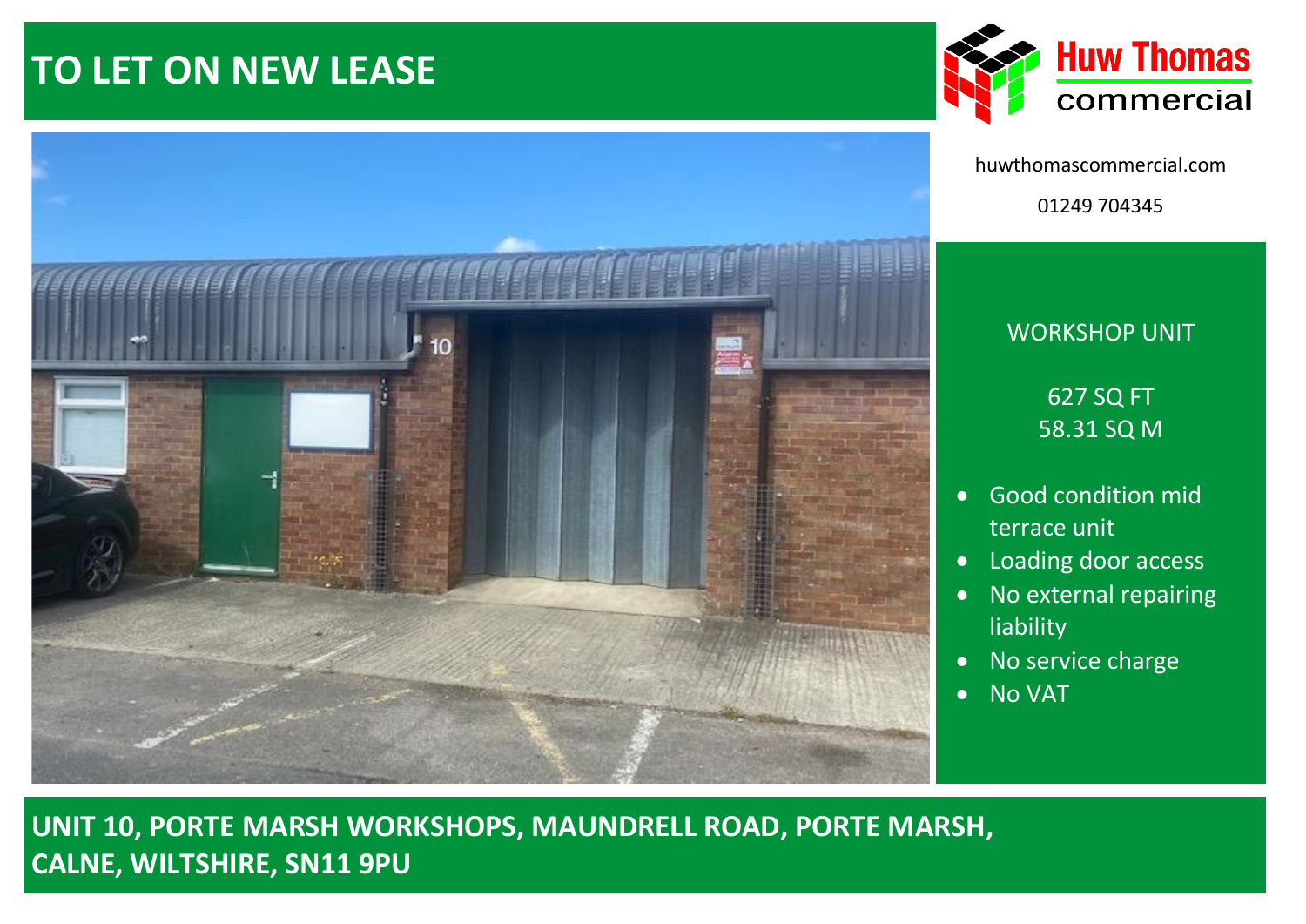# TO LET ON NEW LEASE

**Huw Thomas commercial**

huwthomascommercial.com

01249 704345

WORKSHOP UNIT

627 SQ FT
58.31 SQ M

- Good condition mid terrace unit
- Loading door access
- No external repairing liability
- No service charge
- No VAT

## UNIT 10, PORTE MARSH WORKSHOPS, MAUNDRELL ROAD, PORTE MARSH, CALNE, WILTSHIRE, SN11 9PU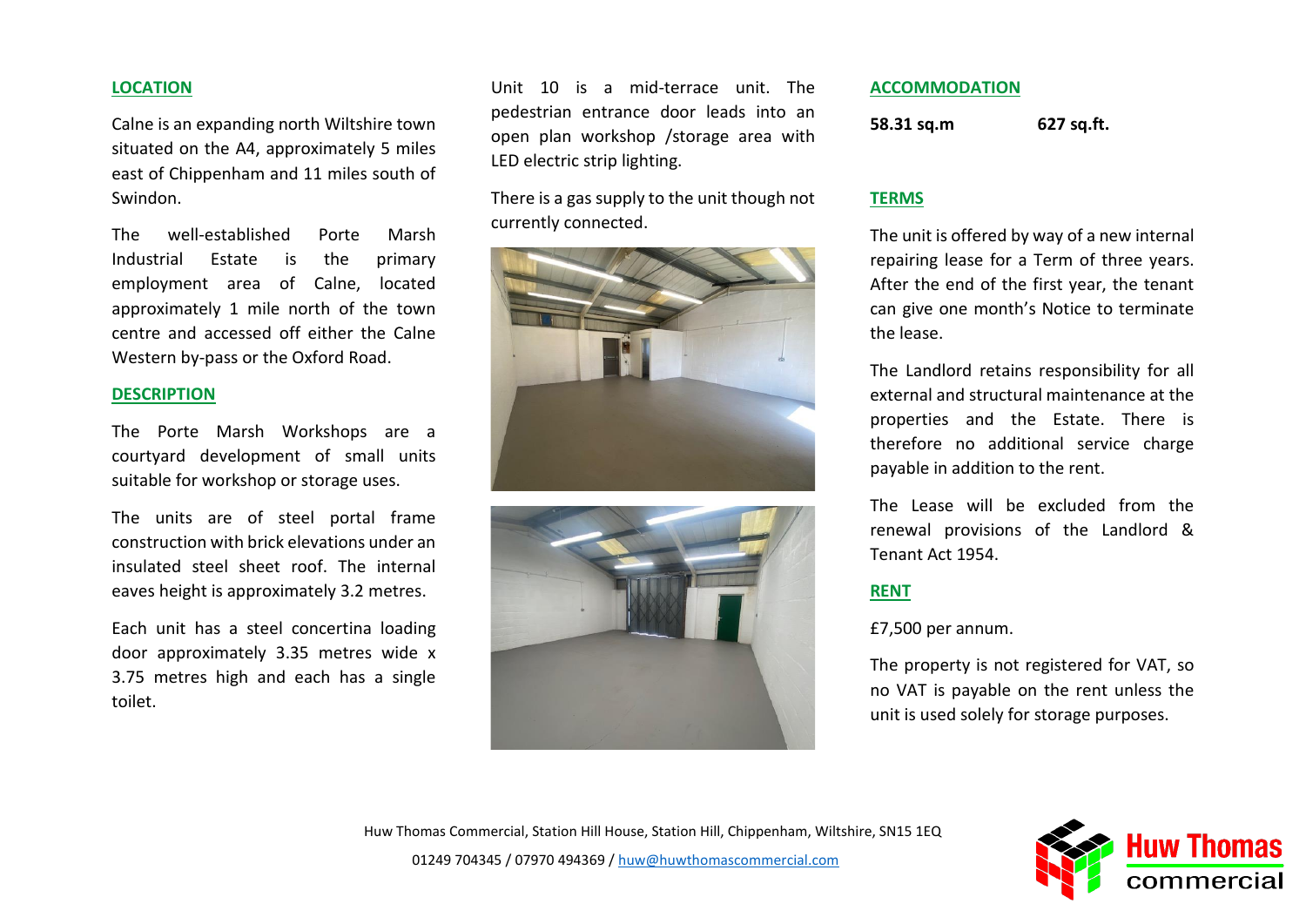## LOCATION

Calne is an expanding north Wiltshire town situated on the A4, approximately 5 miles east of Chippenham and 11 miles south of Swindon.

The well-established Porte Marsh Industrial Estate is the primary employment area of Calne, located approximately 1 mile north of the town centre and accessed off either the Calne Western by-pass or the Oxford Road.

## DESCRIPTION

The Porte Marsh Workshops are a courtyard development of small units suitable for workshop or storage uses.

The units are of steel portal frame construction with brick elevations under an insulated steel sheet roof. The internal eaves height is approximately 3.2 metres.

Each unit has a steel concertina loading door approximately 3.35 metres wide x 3.75 metres high and each has a single toilet.

Unit 10 is a mid-terrace unit. The pedestrian entrance door leads into an open plan workshop /storage area with LED electric strip lighting.

There is a gas supply to the unit though not currently connected.

## ACCOMMODATION

**58.31 sq.m** **627 sq.ft.**

## TERMS

The unit is offered by way of a new internal repairing lease for a Term of three years. After the end of the first year, the tenant can give one month's Notice to terminate the lease.

The Landlord retains responsibility for all external and structural maintenance at the properties and the Estate. There is therefore no additional service charge payable in addition to the rent.

The Lease will be excluded from the renewal provisions of the Landlord & Tenant Act 1954.

## RENT

£7,500 per annum.

The property is not registered for VAT, so no VAT is payable on the rent unless the unit is used solely for storage purposes.

Huw Thomas Commercial, Station Hill House, Station Hill, Chippenham, Wiltshire, SN15 1EQ

01249 704345 / 07970 494369 / huw@huwthomascommercial.com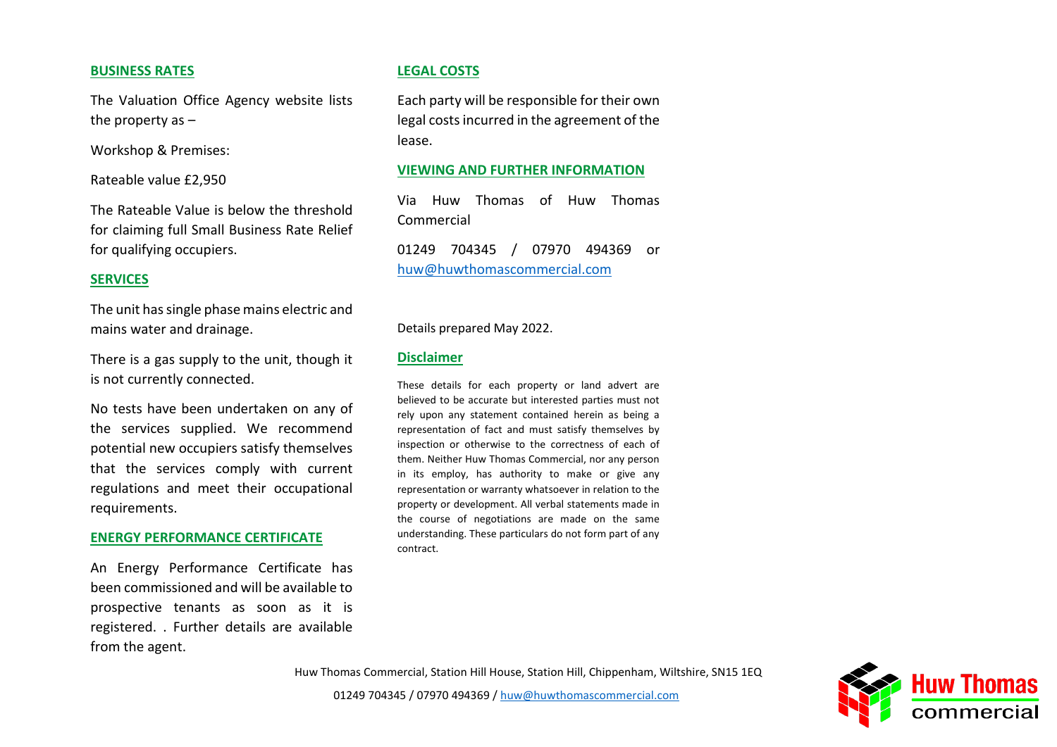## BUSINESS RATES

The Valuation Office Agency website lists the property as –

Workshop & Premises:

Rateable value £2,950

The Rateable Value is below the threshold for claiming full Small Business Rate Relief for qualifying occupiers.

## SERVICES

The unit has single phase mains electric and mains water and drainage.

There is a gas supply to the unit, though it is not currently connected.

No tests have been undertaken on any of the services supplied. We recommend potential new occupiers satisfy themselves that the services comply with current regulations and meet their occupational requirements.

## ENERGY PERFORMANCE CERTIFICATE

An Energy Performance Certificate has been commissioned and will be available to prospective tenants as soon as it is registered. . Further details are available from the agent.

## LEGAL COSTS

Each party will be responsible for their own legal costs incurred in the agreement of the lease.

## VIEWING AND FURTHER INFORMATION

Via Huw Thomas of Huw Thomas Commercial

01249 704345 / 07970 494369 or huw@huwthomascommercial.com

Details prepared May 2022.

## Disclaimer

These details for each property or land advert are believed to be accurate but interested parties must not rely upon any statement contained herein as being a representation of fact and must satisfy themselves by inspection or otherwise to the correctness of each of them. Neither Huw Thomas Commercial, nor any person in its employ, has authority to make or give any representation or warranty whatsoever in relation to the property or development. All verbal statements made in the course of negotiations are made on the same understanding. These particulars do not form part of any contract.

Huw Thomas Commercial, Station Hill House, Station Hill, Chippenham, Wiltshire, SN15 1EQ

01249 704345 / 07970 494369 / huw@huwthomascommercial.com

Huw Thomas commercial